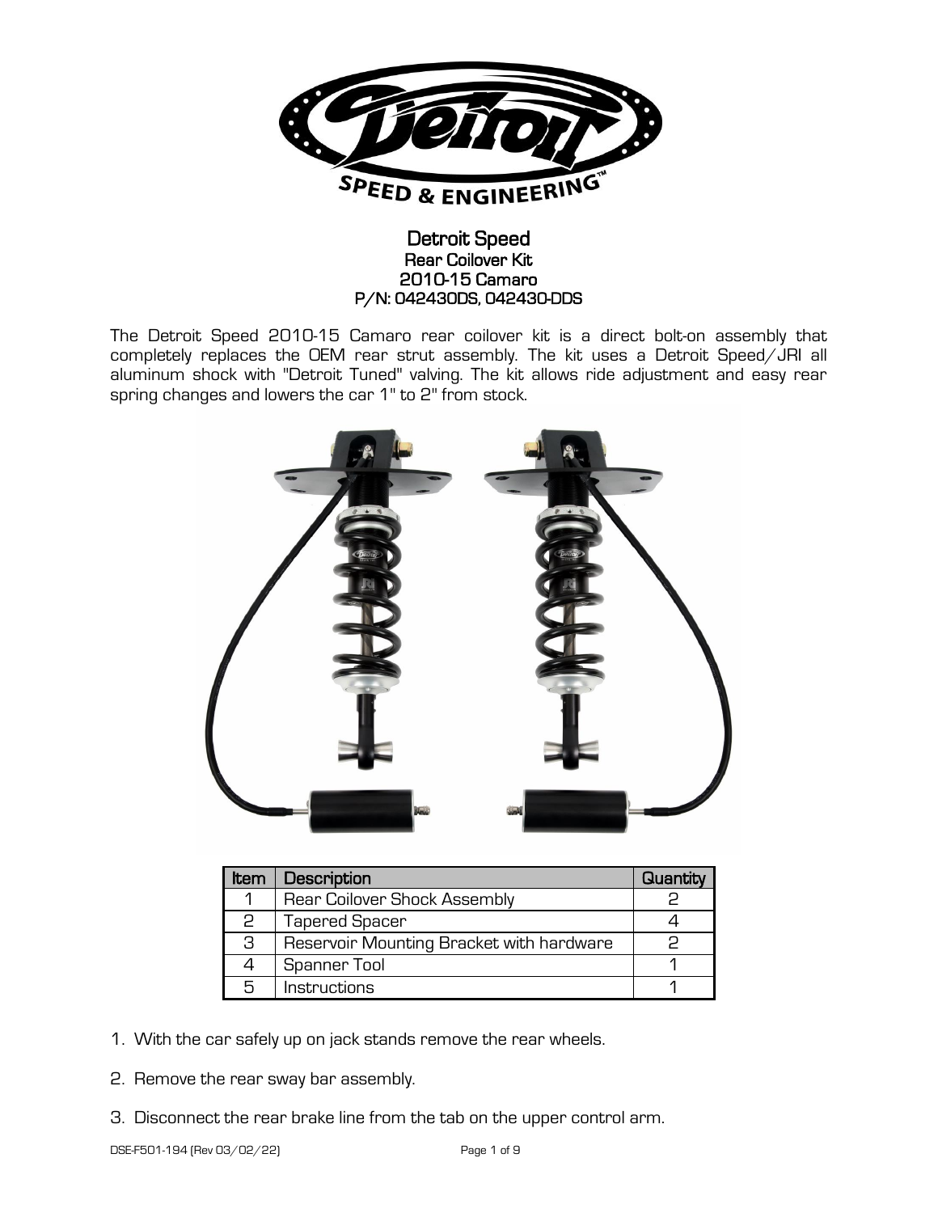# Detroit Speed

## Rear Coilover Kit
## 2010-15 Camaro
## P/N: 042430DS, 042430-DDS

The Detroit Speed 2010-15 Camaro rear coilover kit is a direct bolt-on assembly that completely replaces the OEM rear strut assembly. The kit uses a Detroit Speed/JRI all aluminum shock with "Detroit Tuned" valving. The kit allows ride adjustment and easy rear spring changes and lowers the car 1" to 2" from stock.

| Item | Description | Quantity |
|---|---|---|
| 1 | Rear Coilover Shock Assembly | 2 |
| 2 | Tapered Spacer | 4 |
| 3 | Reservoir Mounting Bracket with hardware | 2 |
| 4 | Spanner Tool | 1 |
| 5 | Instructions | 1 |

1. With the car safely up on jack stands remove the rear wheels.
2. Remove the rear sway bar assembly.
3. Disconnect the rear brake line from the tab on the upper control arm.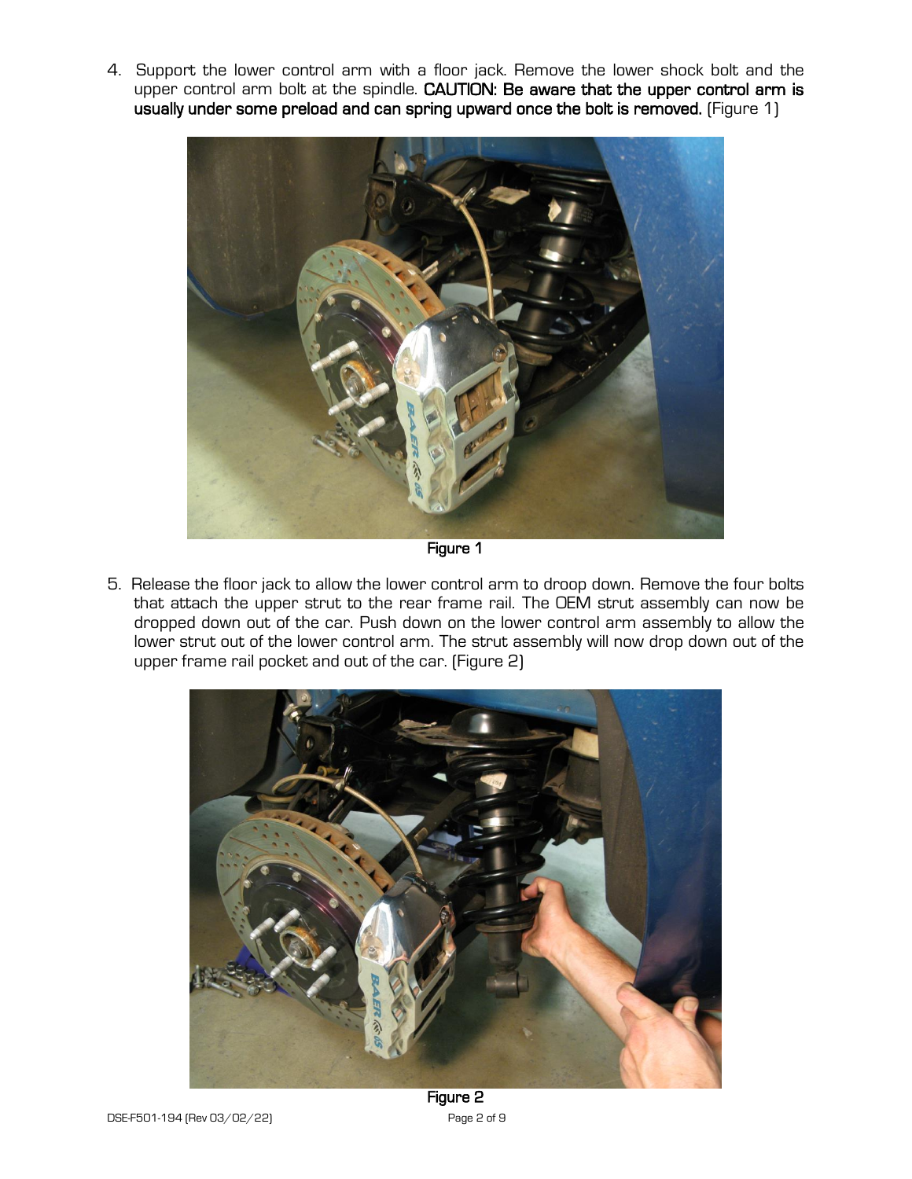4. Support the lower control arm with a floor jack. Remove the lower shock bolt and the upper control arm bolt at the spindle. **CAUTION: Be aware that the upper control arm is usually under some preload and can spring upward once the bolt is removed.** (Figure 1)

**Figure 1**

5. Release the floor jack to allow the lower control arm to droop down. Remove the four bolts that attach the upper strut to the rear frame rail. The OEM strut assembly can now be dropped down out of the car. Push down on the lower control arm assembly to allow the lower strut out of the lower control arm. The strut assembly will now drop down out of the upper frame rail pocket and out of the car. (Figure 2)

**Figure 2**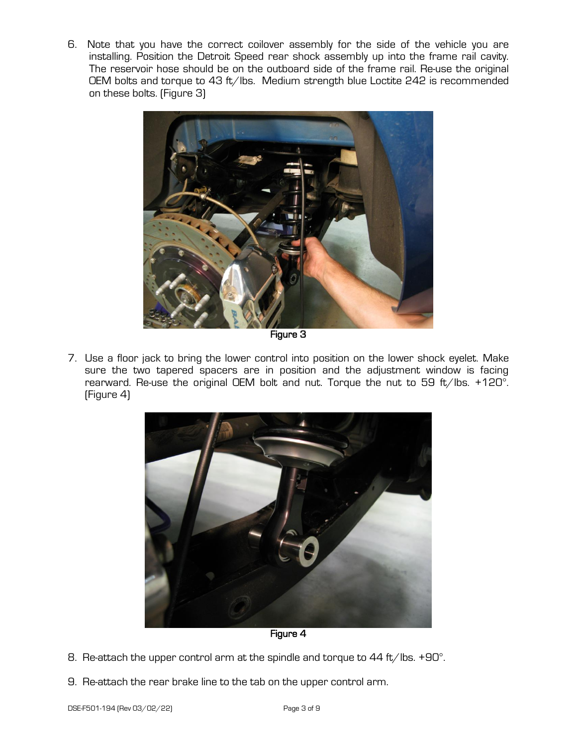6. Note that you have the correct coilover assembly for the side of the vehicle you are installing. Position the Detroit Speed rear shock assembly up into the frame rail cavity. The reservoir hose should be on the outboard side of the frame rail. Re-use the original OEM bolts and torque to 43 ft/lbs. Medium strength blue Loctite 242 is recommended on these bolts. (Figure 3)

Figure 3

7. Use a floor jack to bring the lower control into position on the lower shock eyelet. Make sure the two tapered spacers are in position and the adjustment window is facing rearward. Re-use the original OEM bolt and nut. Torque the nut to 59 ft/lbs. +120°. (Figure 4)

Figure 4

8. Re-attach the upper control arm at the spindle and torque to 44 ft/lbs. +90°.

9. Re-attach the rear brake line to the tab on the upper control arm.

DSE-F501-194 (Rev 03/02/22)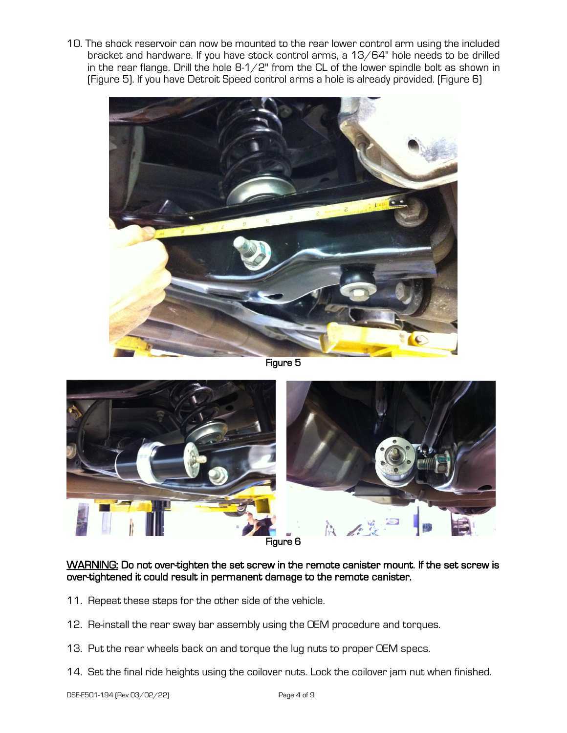10. The shock reservoir can now be mounted to the rear lower control arm using the included bracket and hardware. If you have stock control arms, a 13/64" hole needs to be drilled in the rear flange. Drill the hole 8-1/2" from the CL of the lower spindle bolt as shown in (Figure 5). If you have Detroit Speed control arms a hole is already provided. (Figure 6)

Figure 5

Figure 6

**WARNING: Do not over-tighten the set screw in the remote canister mount. If the set screw is over-tightened it could result in permanent damage to the remote canister.**

11. Repeat these steps for the other side of the vehicle.

12. Re-install the rear sway bar assembly using the OEM procedure and torques.

13. Put the rear wheels back on and torque the lug nuts to proper OEM specs.

14. Set the final ride heights using the coilover nuts. Lock the coilover jam nut when finished.

DSE-F501-194 (Rev 03/02/22)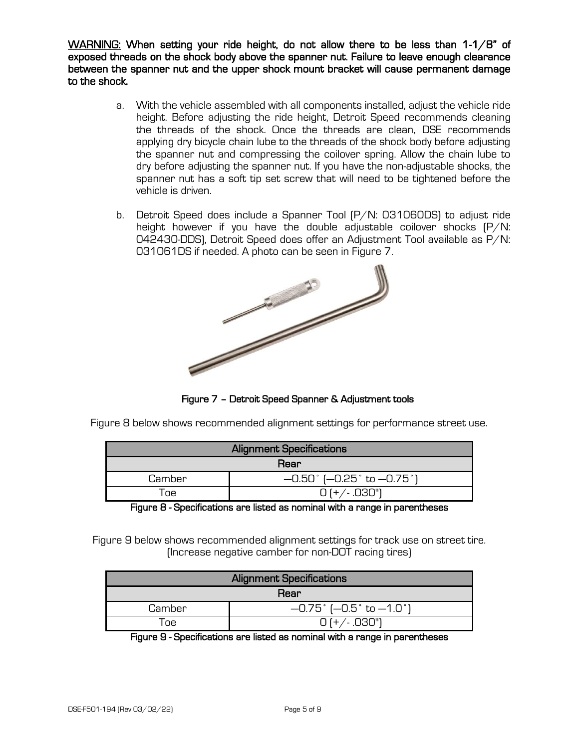**WARNING: When setting your ride height, do not allow there to be less than 1-1/8" of exposed threads on the shock body above the spanner nut. Failure to leave enough clearance between the spanner nut and the upper shock mount bracket will cause permanent damage to the shock.**

a. With the vehicle assembled with all components installed, adjust the vehicle ride height. Before adjusting the ride height, Detroit Speed recommends cleaning the threads of the shock. Once the threads are clean, DSE recommends applying dry bicycle chain lube to the threads of the shock body before adjusting the spanner nut and compressing the coilover spring. Allow the chain lube to dry before adjusting the spanner nut. If you have the non-adjustable shocks, the spanner nut has a soft tip set screw that will need to be tightened before the vehicle is driven.

b. Detroit Speed does include a Spanner Tool (P/N: 031060DS) to adjust ride height however if you have the double adjustable coilover shocks (P/N: 042430-DDS), Detroit Speed does offer an Adjustment Tool available as P/N: 031061DS if needed. A photo can be seen in Figure 7.

**Figure 7 – Detroit Speed Spanner & Adjustment tools**

Figure 8 below shows recommended alignment settings for performance street use.

| Alignment Specifications | |
|---|---|
| Rear | |
| Camber | –0.50˚ (–0.25˚ to –0.75˚) |
| Toe | 0 (+/- .030") |

**Figure 8 - Specifications are listed as nominal with a range in parentheses**

Figure 9 below shows recommended alignment settings for track use on street tire. (Increase negative camber for non-DOT racing tires)

| Alignment Specifications | |
|---|---|
| Rear | |
| Camber | –0.75˚ (–0.5˚ to –1.0˚) |
| Toe | 0 (+/- .030") |

**Figure 9 - Specifications are listed as nominal with a range in parentheses**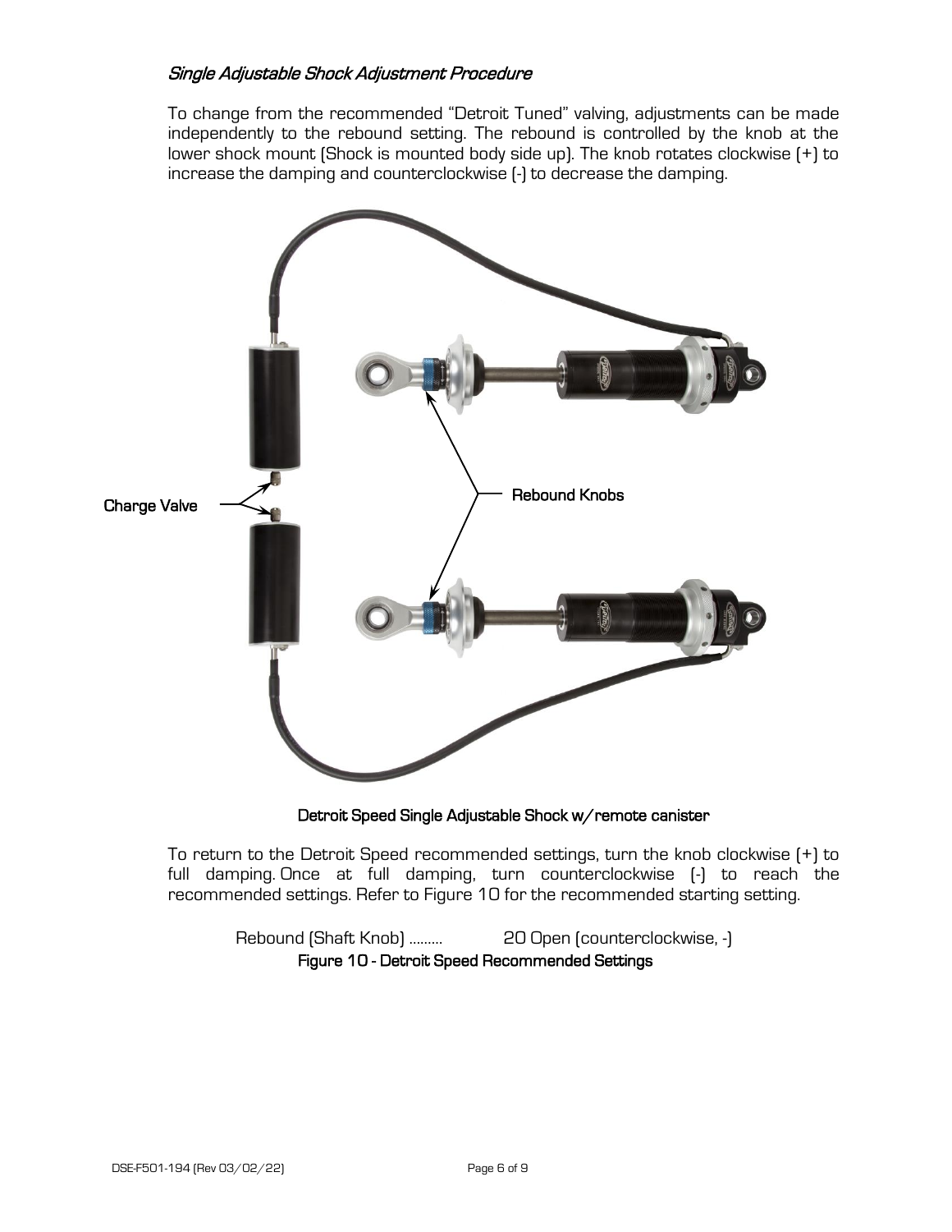### *Single Adjustable Shock Adjustment Procedure*

To change from the recommended "Detroit Tuned" valving, adjustments can be made independently to the rebound setting. The rebound is controlled by the knob at the lower shock mount (Shock is mounted body side up). The knob rotates clockwise (+) to increase the damping and counterclockwise (-) to decrease the damping.

Charge Valve

Rebound Knobs

**Detroit Speed Single Adjustable Shock w/remote canister**

To return to the Detroit Speed recommended settings, turn the knob clockwise (+) to full damping. Once at full damping, turn counterclockwise (-) to reach the recommended settings. Refer to Figure 10 for the recommended starting setting.

Rebound (Shaft Knob) ......... 20 Open (counterclockwise, -)

**Figure 10 - Detroit Speed Recommended Settings**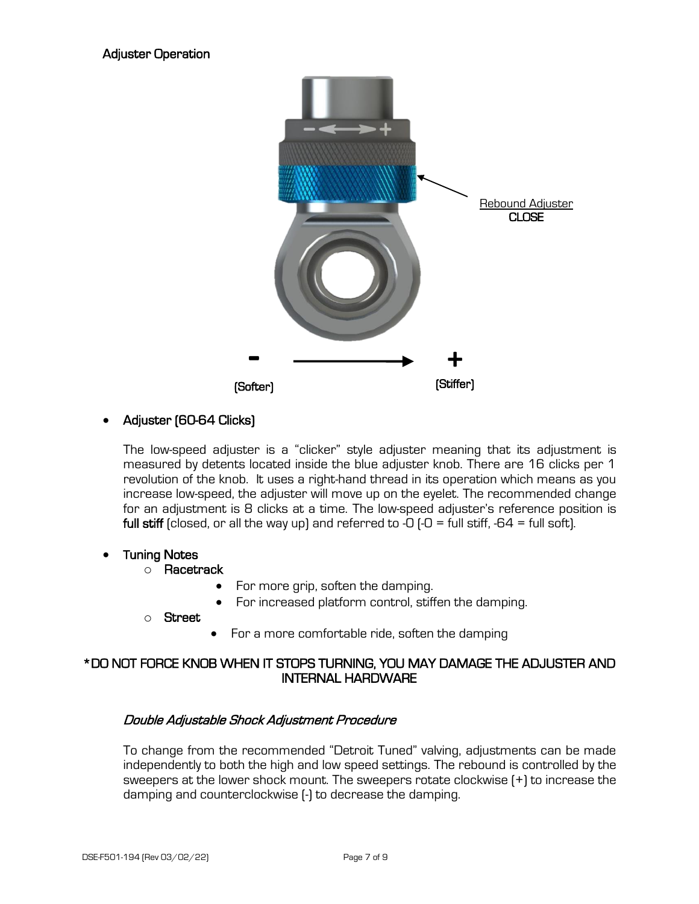## Adjuster Operation

Rebound Adjuster
**CLOSE**

**-** ⟶ **+**

(Softer) (Stiffer)

- **Adjuster (60-64 Clicks)**

  The low-speed adjuster is a "clicker" style adjuster meaning that its adjustment is measured by detents located inside the blue adjuster knob. There are 16 clicks per 1 revolution of the knob. It uses a right-hand thread in its operation which means as you increase low-speed, the adjuster will move up on the eyelet. The recommended change for an adjustment is 8 clicks at a time. The low-speed adjuster's reference position is **full stiff** (closed, or all the way up) and referred to -0 (-0 = full stiff, -64 = full soft).

- **Tuning Notes**
  - **Racetrack**
    - For more grip, soften the damping.
    - For increased platform control, stiffen the damping.
  - **Street**
    - For a more comfortable ride, soften the damping

**\*DO NOT FORCE KNOB WHEN IT STOPS TURNING, YOU MAY DAMAGE THE ADJUSTER AND INTERNAL HARDWARE**

### *Double Adjustable Shock Adjustment Procedure*

To change from the recommended "Detroit Tuned" valving, adjustments can be made independently to both the high and low speed settings. The rebound is controlled by the sweepers at the lower shock mount. The sweepers rotate clockwise (+) to increase the damping and counterclockwise (-) to decrease the damping.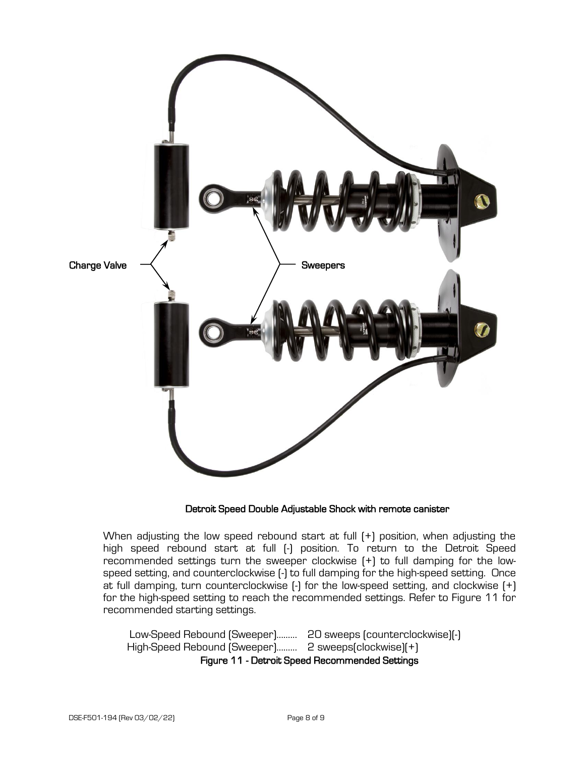Charge Valve

Sweepers

Detroit Speed Double Adjustable Shock with remote canister

When adjusting the low speed rebound start at full (+) position, when adjusting the high speed rebound start at full (-) position. To return to the Detroit Speed recommended settings turn the sweeper clockwise (+) to full damping for the low-speed setting, and counterclockwise (-) to full damping for the high-speed setting. Once at full damping, turn counterclockwise (-) for the low-speed setting, and clockwise (+) for the high-speed setting to reach the recommended settings. Refer to Figure 11 for recommended starting settings.

Low-Speed Rebound (Sweeper)......... 20 sweeps (counterclockwise)(-)
High-Speed Rebound (Sweeper)......... 2 sweeps(clockwise)(+)

**Figure 11 - Detroit Speed Recommended Settings**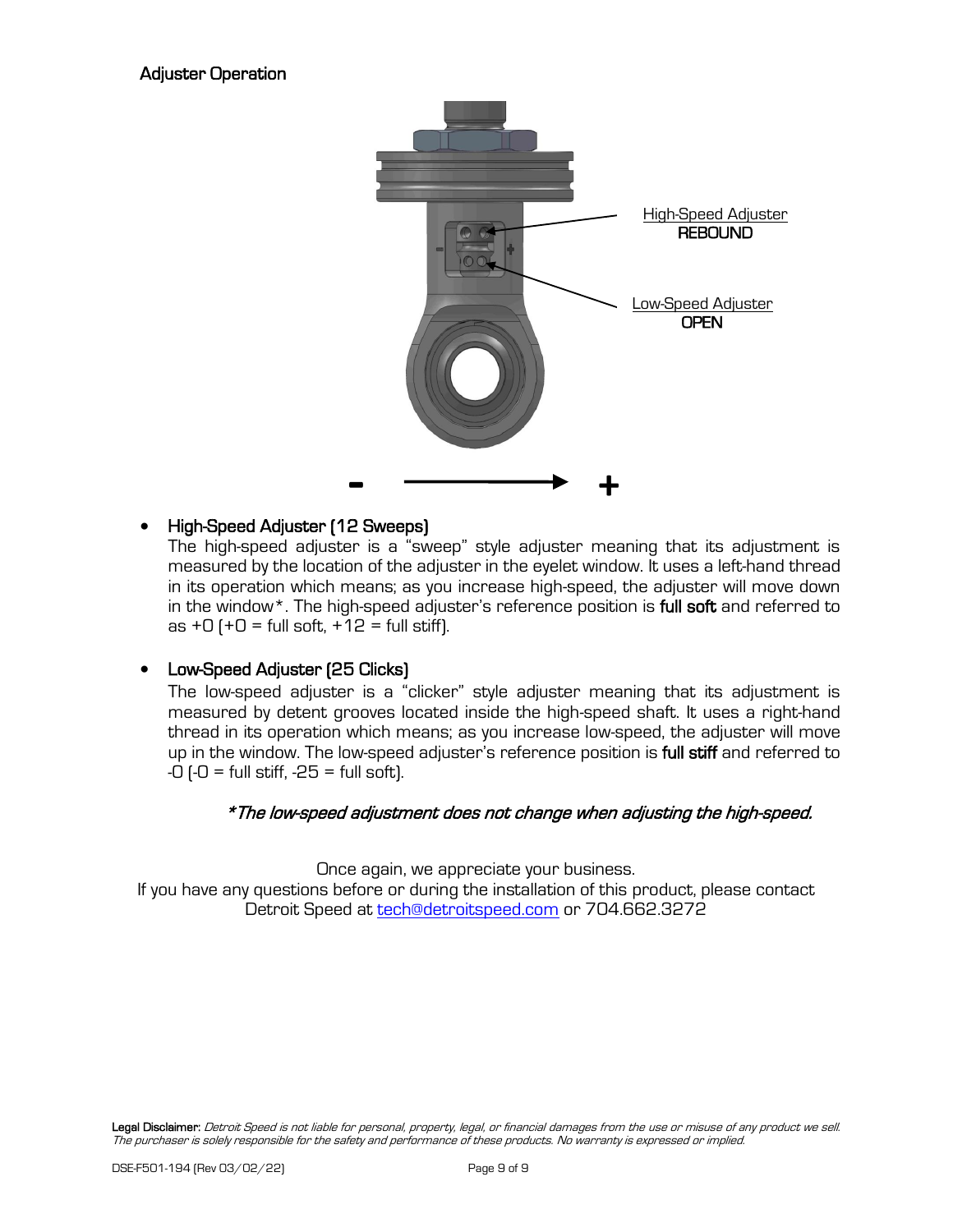## Adjuster Operation

High-Speed Adjuster
**REBOUND**

Low-Speed Adjuster
**OPEN**

\- +

- **High-Speed Adjuster (12 Sweeps)**
  The high-speed adjuster is a "sweep" style adjuster meaning that its adjustment is measured by the location of the adjuster in the eyelet window. It uses a left-hand thread in its operation which means; as you increase high-speed, the adjuster will move down in the window*. The high-speed adjuster's reference position is **full soft** and referred to as +0 (+0 = full soft, +12 = full stiff).

- **Low-Speed Adjuster (25 Clicks)**
  The low-speed adjuster is a "clicker" style adjuster meaning that its adjustment is measured by detent grooves located inside the high-speed shaft. It uses a right-hand thread in its operation which means; as you increase low-speed, the adjuster will move up in the window. The low-speed adjuster's reference position is **full stiff** and referred to -0 (-0 = full stiff, -25 = full soft).

*\*The low-speed adjustment does not change when adjusting the high-speed.*

Once again, we appreciate your business.
If you have any questions before or during the installation of this product, please contact Detroit Speed at tech@detroitspeed.com or 704.662.3272

**Legal Disclaimer:** *Detroit Speed is not liable for personal, property, legal, or financial damages from the use or misuse of any product we sell. The purchaser is solely responsible for the safety and performance of these products. No warranty is expressed or implied.*

DSE-F501-194 (Rev 03/02/22)